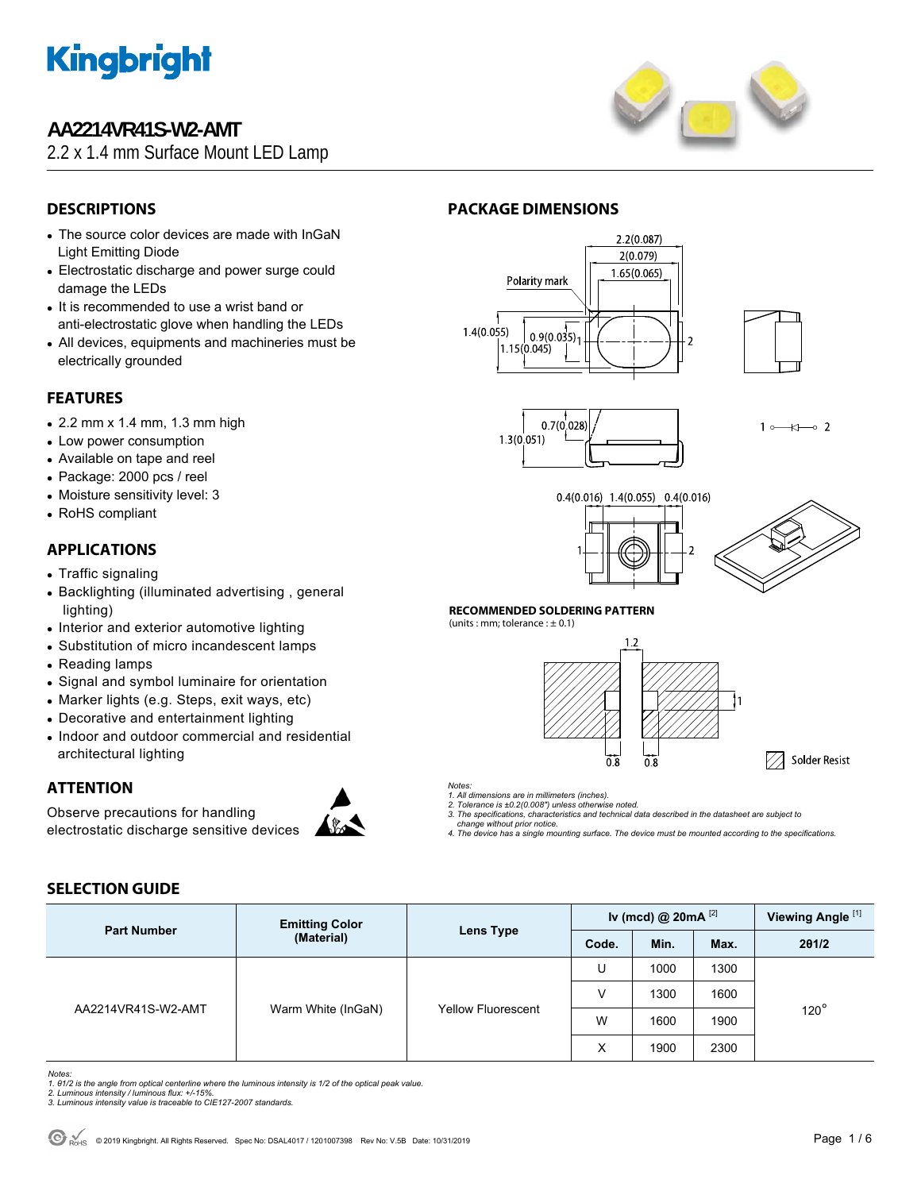# AA2214VR41S-W2-AMT

2.2 x 1.4 mm Surface Mount LED Lamp

## DESCRIPTIONS

- The source color devices are made with InGaN Light Emitting Diode
- Electrostatic discharge and power surge could damage the LEDs
- It is recommended to use a wrist band or anti-electrostatic glove when handling the LEDs
- All devices, equipments and machineries must be electrically grounded

## FEATURES

- 2.2 mm x 1.4 mm, 1.3 mm high
- Low power consumption
- Available on tape and reel
- Package: 2000 pcs / reel
- Moisture sensitivity level: 3
- RoHS compliant

## APPLICATIONS

- Traffic signaling
- Backlighting (illuminated advertising , general lighting)
- Interior and exterior automotive lighting
- Substitution of micro incandescent lamps
- Reading lamps
- Signal and symbol luminaire for orientation
- Marker lights (e.g. Steps, exit ways, etc)
- Decorative and entertainment lighting
- Indoor and outdoor commercial and residential architectural lighting

## ATTENTION

Observe precautions for handling electrostatic discharge sensitive devices

## PACKAGE DIMENSIONS

**RECOMMENDED SOLDERING PATTERN**
(units : mm; tolerance : ± 0.1)

*Notes:*
*1. All dimensions are in millimeters (inches).*
*2. Tolerance is ±0.2(0.008") unless otherwise noted.*
*3. The specifications, characteristics and technical data described in the datasheet are subject to change without prior notice.*
*4. The device has a single mounting surface. The device must be mounted according to the specifications.*

## SELECTION GUIDE

| Part Number | Emitting Color (Material) | Lens Type | Iv (mcd) @ 20mA [2] | | | Viewing Angle [1] |
|---|---|---|---|---|---|---|
| | | | Code. | Min. | Max. | 2θ1/2 |
| AA2214VR41S-W2-AMT | Warm White (InGaN) | Yellow Fluorescent | U | 1000 | 1300 | 120° |
| | | | V | 1300 | 1600 | |
| | | | W | 1600 | 1900 | |
| | | | X | 1900 | 2300 | |

*Notes:*
*1. θ1/2 is the angle from optical centerline where the luminous intensity is 1/2 of the optical peak value.*
*2. Luminous intensity / luminous flux: +/-15%.*
*3. Luminous intensity value is traceable to CIE127-2007 standards.*

© 2019 Kingbright. All Rights Reserved. Spec No: DSAL4017 / 1201007398 Rev No: V.5B Date: 10/31/2019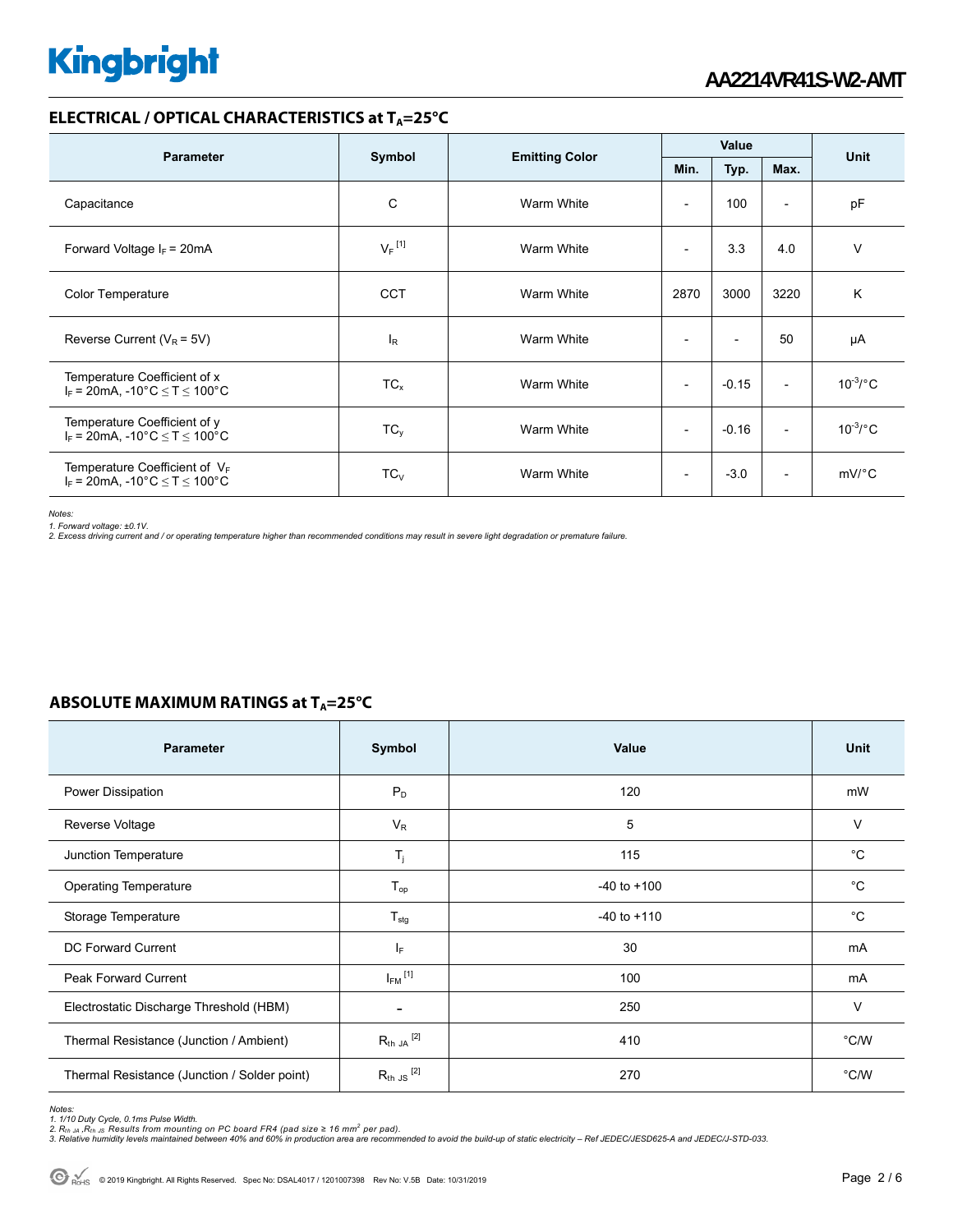## ELECTRICAL / OPTICAL CHARACTERISTICS at $T_A$=25°C

| Parameter | Symbol | Emitting Color | Value | | | Unit |
|---|---|---|---|---|---|---|
| | | | Min. | Typ. | Max. | |
| Capacitance | C | Warm White | - | 100 | - | pF |
| Forward Voltage $I_F$ = 20mA | $V_F$ [1] | Warm White | - | 3.3 | 4.0 | V |
| Color Temperature | CCT | Warm White | 2870 | 3000 | 3220 | K |
| Reverse Current ($V_R$ = 5V) | $I_R$ | Warm White | - | - | 50 | μA |
| Temperature Coefficient of x $I_F$ = 20mA, -10°C ≤ T ≤ 100°C | $TC_x$ | Warm White | - | -0.15 | - | $10^{-3}$/°C |
| Temperature Coefficient of y $I_F$ = 20mA, -10°C ≤ T ≤ 100°C | $TC_y$ | Warm White | - | -0.16 | - | $10^{-3}$/°C |
| Temperature Coefficient of $V_F$ $I_F$ = 20mA, -10°C ≤ T ≤ 100°C | $TC_V$ | Warm White | - | -3.0 | - | mV/°C |

*Notes:*
*1. Forward voltage: ±0.1V.*
*2. Excess driving current and / or operating temperature higher than recommended conditions may result in severe light degradation or premature failure.*

## ABSOLUTE MAXIMUM RATINGS at $T_A$=25°C

| Parameter | Symbol | Value | Unit |
|---|---|---|---|
| Power Dissipation | $P_D$ | 120 | mW |
| Reverse Voltage | $V_R$ | 5 | V |
| Junction Temperature | $T_j$ | 115 | °C |
| Operating Temperature | $T_{op}$ | -40 to +100 | °C |
| Storage Temperature | $T_{stg}$ | -40 to +110 | °C |
| DC Forward Current | $I_F$ | 30 | mA |
| Peak Forward Current | $I_{FM}$ [1] | 100 | mA |
| Electrostatic Discharge Threshold (HBM) | - | 250 | V |
| Thermal Resistance (Junction / Ambient) | $R_{th\ JA}$ [2] | 410 | °C/W |
| Thermal Resistance (Junction / Solder point) | $R_{th\ JS}$ [2] | 270 | °C/W |

*Notes:*
*1. 1/10 Duty Cycle, 0.1ms Pulse Width.*
*2. $R_{th\ JA}$ ,$R_{th\ JS}$ Results from mounting on PC board FR4 (pad size ≥ 16 $mm^2$ per pad).*
*3. Relative humidity levels maintained between 40% and 60% in production area are recommended to avoid the build-up of static electricity – Ref JEDEC/JESD625-A and JEDEC/J-STD-033.*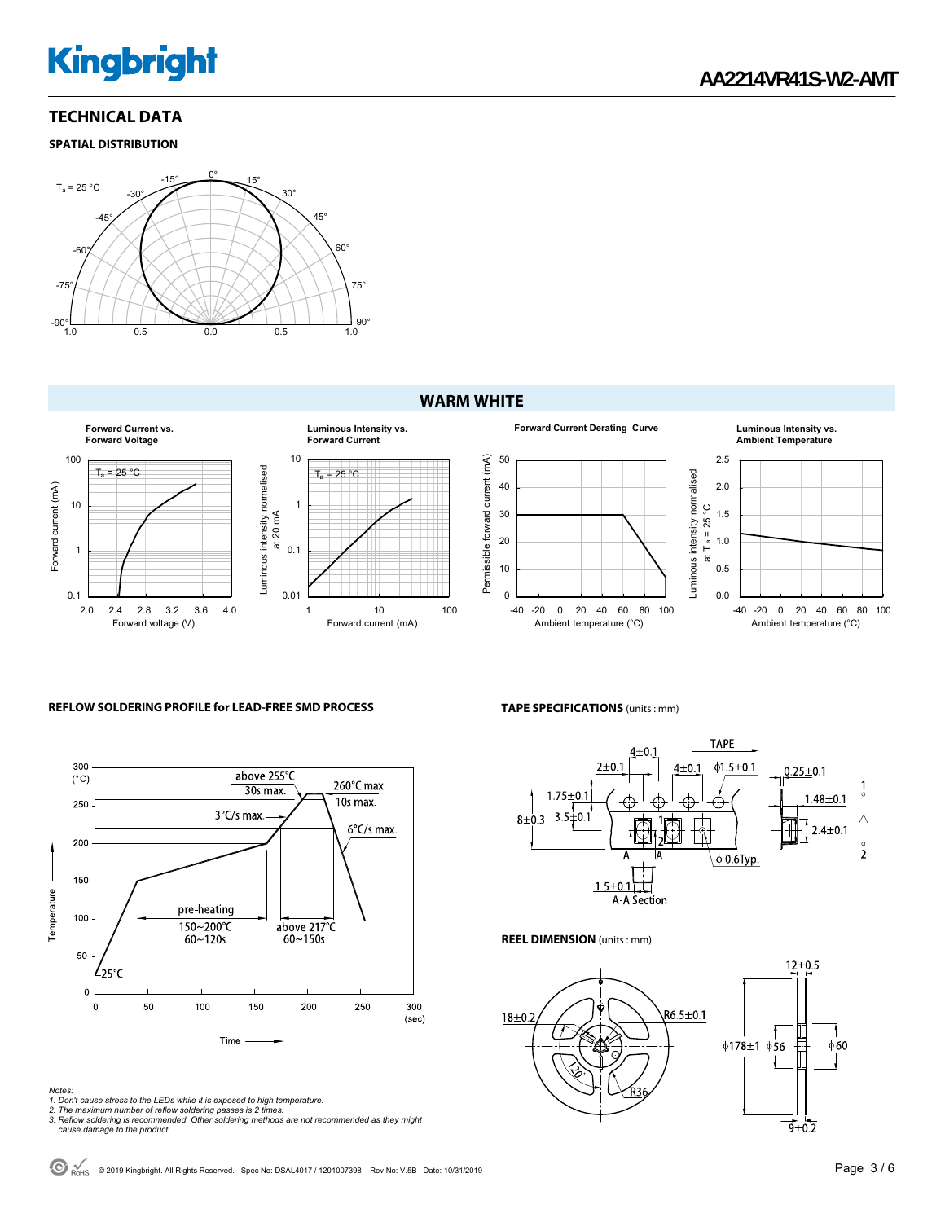## TECHNICAL DATA

### SPATIAL DISTRIBUTION

## WARM WHITE

**Forward Current vs. Forward Voltage**

**Luminous Intensity vs. Forward Current**

**Forward Current Derating Curve**

**Luminous Intensity vs. Ambient Temperature**

### REFLOW SOLDERING PROFILE for LEAD-FREE SMD PROCESS

*Notes:*
*1. Don't cause stress to the LEDs while it is exposed to high temperature.*
*2. The maximum number of reflow soldering passes is 2 times.*
*3. Reflow soldering is recommended. Other soldering methods are not recommended as they might cause damage to the product.*

### TAPE SPECIFICATIONS (units : mm)

### REEL DIMENSION (units : mm)

© 2019 Kingbright. All Rights Reserved. Spec No: DSAL4017 / 1201007398 Rev No: V.5B Date: 10/31/2019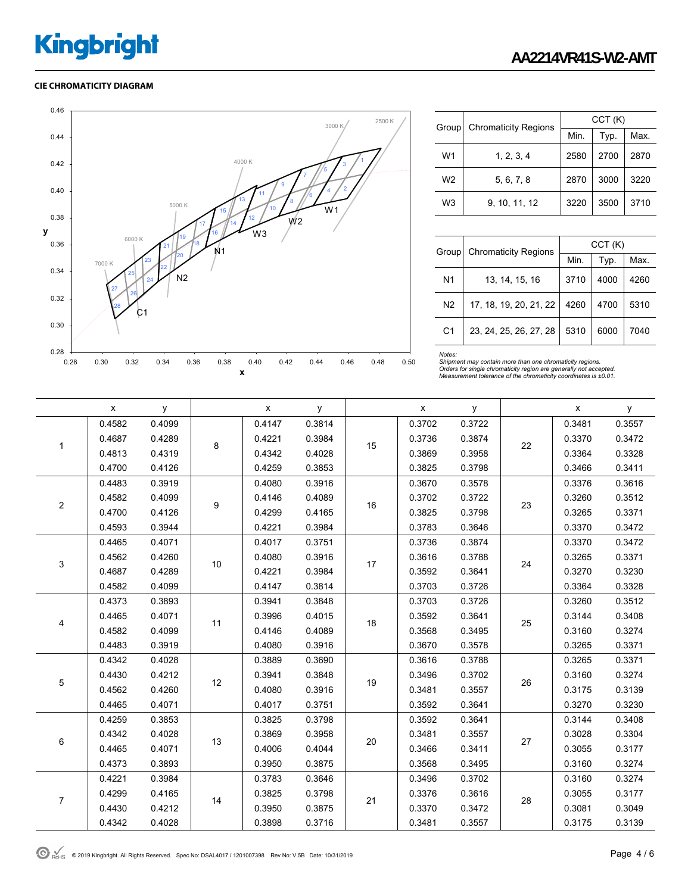## CIE CHROMATICITY DIAGRAM

| Group | Chromaticity Regions | CCT (K) | | |
|---|---|---|---|---|
| | | Min. | Typ. | Max. |
| W1 | 1, 2, 3, 4 | 2580 | 2700 | 2870 |
| W2 | 5, 6, 7, 8 | 2870 | 3000 | 3220 |
| W3 | 9, 10, 11, 12 | 3220 | 3500 | 3710 |

| Group | Chromaticity Regions | CCT (K) | | |
|---|---|---|---|---|
| | | Min. | Typ. | Max. |
| N1 | 13, 14, 15, 16 | 3710 | 4000 | 4260 |
| N2 | 17, 18, 19, 20, 21, 22 | 4260 | 4700 | 5310 |
| C1 | 23, 24, 25, 26, 27, 28 | 5310 | 6000 | 7040 |

*Notes:*
*Shipment may contain more than one chromaticity regions.*
*Orders for single chromaticity region are generally not accepted.*
*Measurement tolerance of the chromaticity coordinates is ±0.01.*

| | x | y | | x | y | | x | y | | x | y |
|---|---|---|---|---|---|---|---|---|---|---|---|
| 1 | 0.4582 | 0.4099 | 8 | 0.4147 | 0.3814 | 15 | 0.3702 | 0.3722 | 22 | 0.3481 | 0.3557 |
| | 0.4687 | 0.4289 | | 0.4221 | 0.3984 | | 0.3736 | 0.3874 | | 0.3370 | 0.3472 |
| | 0.4813 | 0.4319 | | 0.4342 | 0.4028 | | 0.3869 | 0.3958 | | 0.3364 | 0.3328 |
| | 0.4700 | 0.4126 | | 0.4259 | 0.3853 | | 0.3825 | 0.3798 | | 0.3466 | 0.3411 |
| 2 | 0.4483 | 0.3919 | 9 | 0.4080 | 0.3916 | 16 | 0.3670 | 0.3578 | 23 | 0.3376 | 0.3616 |
| | 0.4582 | 0.4099 | | 0.4146 | 0.4089 | | 0.3702 | 0.3722 | | 0.3260 | 0.3512 |
| | 0.4700 | 0.4126 | | 0.4299 | 0.4165 | | 0.3825 | 0.3798 | | 0.3265 | 0.3371 |
| | 0.4593 | 0.3944 | | 0.4221 | 0.3984 | | 0.3783 | 0.3646 | | 0.3370 | 0.3472 |
| 3 | 0.4465 | 0.4071 | 10 | 0.4017 | 0.3751 | 17 | 0.3736 | 0.3874 | 24 | 0.3370 | 0.3472 |
| | 0.4562 | 0.4260 | | 0.4080 | 0.3916 | | 0.3616 | 0.3788 | | 0.3265 | 0.3371 |
| | 0.4687 | 0.4289 | | 0.4221 | 0.3984 | | 0.3592 | 0.3641 | | 0.3270 | 0.3230 |
| | 0.4582 | 0.4099 | | 0.4147 | 0.3814 | | 0.3703 | 0.3726 | | 0.3364 | 0.3328 |
| 4 | 0.4373 | 0.3893 | 11 | 0.3941 | 0.3848 | 18 | 0.3703 | 0.3726 | 25 | 0.3260 | 0.3512 |
| | 0.4465 | 0.4071 | | 0.3996 | 0.4015 | | 0.3592 | 0.3641 | | 0.3144 | 0.3408 |
| | 0.4582 | 0.4099 | | 0.4146 | 0.4089 | | 0.3568 | 0.3495 | | 0.3160 | 0.3274 |
| | 0.4483 | 0.3919 | | 0.4080 | 0.3916 | | 0.3670 | 0.3578 | | 0.3265 | 0.3371 |
| 5 | 0.4342 | 0.4028 | 12 | 0.3889 | 0.3690 | 19 | 0.3616 | 0.3788 | 26 | 0.3265 | 0.3371 |
| | 0.4430 | 0.4212 | | 0.3941 | 0.3848 | | 0.3496 | 0.3702 | | 0.3160 | 0.3274 |
| | 0.4562 | 0.4260 | | 0.4080 | 0.3916 | | 0.3481 | 0.3557 | | 0.3175 | 0.3139 |
| | 0.4465 | 0.4071 | | 0.4017 | 0.3751 | | 0.3592 | 0.3641 | | 0.3270 | 0.3230 |
| 6 | 0.4259 | 0.3853 | 13 | 0.3825 | 0.3798 | 20 | 0.3592 | 0.3641 | 27 | 0.3144 | 0.3408 |
| | 0.4342 | 0.4028 | | 0.3869 | 0.3958 | | 0.3481 | 0.3557 | | 0.3028 | 0.3304 |
| | 0.4465 | 0.4071 | | 0.4006 | 0.4044 | | 0.3466 | 0.3411 | | 0.3055 | 0.3177 |
| | 0.4373 | 0.3893 | | 0.3950 | 0.3875 | | 0.3568 | 0.3495 | | 0.3160 | 0.3274 |
| 7 | 0.4221 | 0.3984 | 14 | 0.3783 | 0.3646 | 21 | 0.3496 | 0.3702 | 28 | 0.3160 | 0.3274 |
| | 0.4299 | 0.4165 | | 0.3825 | 0.3798 | | 0.3376 | 0.3616 | | 0.3055 | 0.3177 |
| | 0.4430 | 0.4212 | | 0.3950 | 0.3875 | | 0.3370 | 0.3472 | | 0.3081 | 0.3049 |
| | 0.4342 | 0.4028 | | 0.3898 | 0.3716 | | 0.3481 | 0.3557 | | 0.3175 | 0.3139 |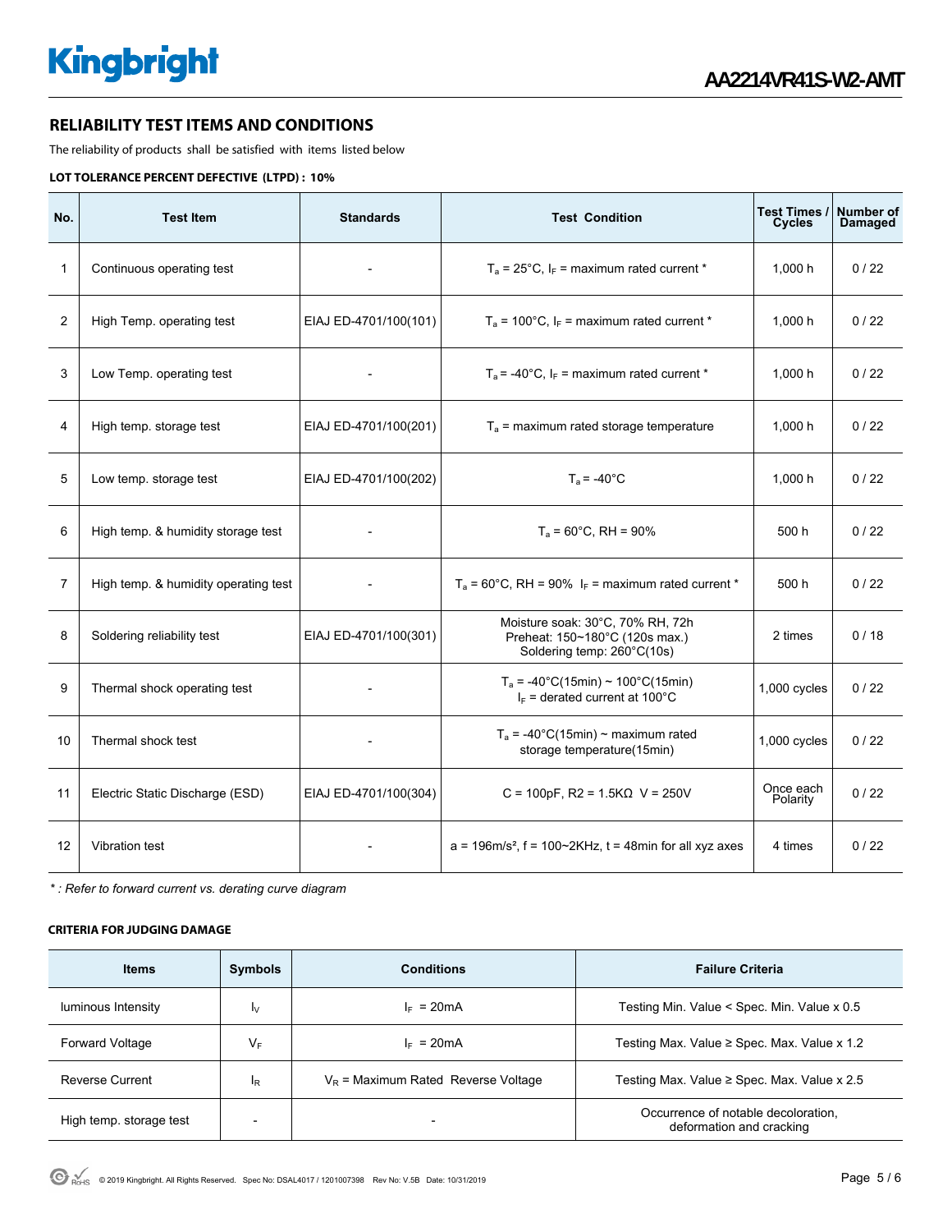## RELIABILITY TEST ITEMS AND CONDITIONS

The reliability of products shall be satisfied with items listed below

**LOT TOLERANCE PERCENT DEFECTIVE (LTPD) : 10%**

| No. | Test Item | Standards | Test Condition | Test Times / Cycles | Number of Damaged |
|---|---|---|---|---|---|
| 1 | Continuous operating test | - | $T_a$ = 25°C, $I_F$ = maximum rated current * | 1,000 h | 0 / 22 |
| 2 | High Temp. operating test | EIAJ ED-4701/100(101) | $T_a$ = 100°C, $I_F$ = maximum rated current * | 1,000 h | 0 / 22 |
| 3 | Low Temp. operating test | - | $T_a$ = -40°C, $I_F$ = maximum rated current * | 1,000 h | 0 / 22 |
| 4 | High temp. storage test | EIAJ ED-4701/100(201) | $T_a$ = maximum rated storage temperature | 1,000 h | 0 / 22 |
| 5 | Low temp. storage test | EIAJ ED-4701/100(202) | $T_a$ = -40°C | 1,000 h | 0 / 22 |
| 6 | High temp. & humidity storage test | - | $T_a$ = 60°C, RH = 90% | 500 h | 0 / 22 |
| 7 | High temp. & humidity operating test | - | $T_a$ = 60°C, RH = 90% $I_F$ = maximum rated current * | 500 h | 0 / 22 |
| 8 | Soldering reliability test | EIAJ ED-4701/100(301) | Moisture soak: 30°C, 70% RH, 72h<br>Preheat: 150~180°C (120s max.)<br>Soldering temp: 260°C(10s) | 2 times | 0 / 18 |
| 9 | Thermal shock operating test | - | $T_a$ = -40°C(15min) ~ 100°C(15min)<br>$I_F$ = derated current at 100°C | 1,000 cycles | 0 / 22 |
| 10 | Thermal shock test | - | $T_a$ = -40°C(15min) ~ maximum rated storage temperature(15min) | 1,000 cycles | 0 / 22 |
| 11 | Electric Static Discharge (ESD) | EIAJ ED-4701/100(304) | C = 100pF, R2 = 1.5KΩ V = 250V | Once each Polarity | 0 / 22 |
| 12 | Vibration test | - | a = 196m/s², f = 100~2KHz, t = 48min for all xyz axes | 4 times | 0 / 22 |

*\* : Refer to forward current vs. derating curve diagram*

**CRITERIA FOR JUDGING DAMAGE**

| Items | Symbols | Conditions | Failure Criteria |
|---|---|---|---|
| luminous Intensity | $I_V$ | $I_F$ = 20mA | Testing Min. Value < Spec. Min. Value x 0.5 |
| Forward Voltage | $V_F$ | $I_F$ = 20mA | Testing Max. Value ≥ Spec. Max. Value x 1.2 |
| Reverse Current | $I_R$ | $V_R$ = Maximum Rated Reverse Voltage | Testing Max. Value ≥ Spec. Max. Value x 2.5 |
| High temp. storage test | - | - | Occurrence of notable decoloration, deformation and cracking |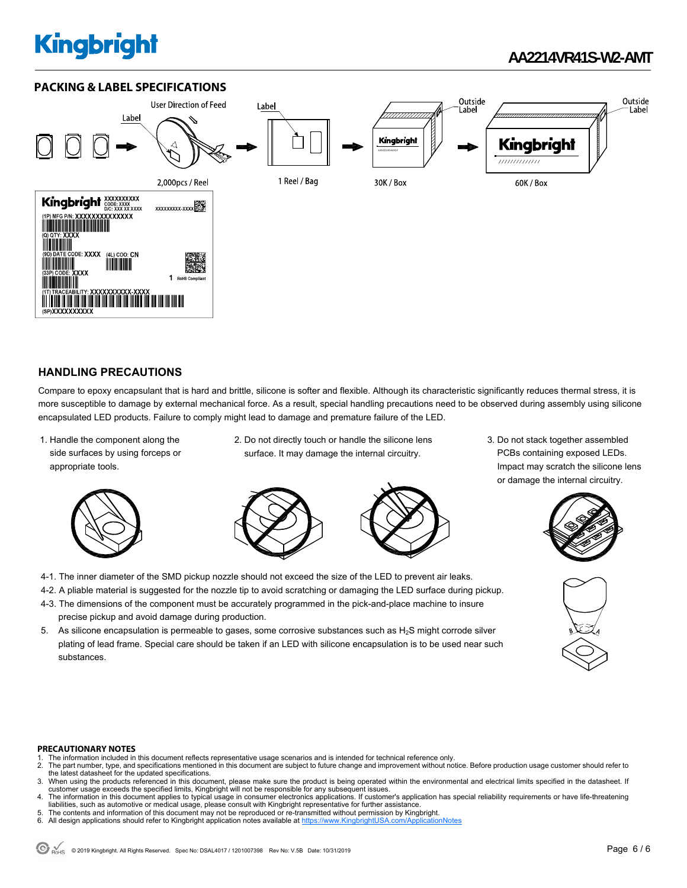## PACKING & LABEL SPECIFICATIONS

User Direction of Feed

Label

Label

Outside Label

Outside Label

2,000pcs / Reel

1 Reel / Bag

30K / Box

60K / Box

Kingbright XXXXXXXXXX
CODE: XXXX
D/C: XXX XX XXXX
XXXXXXXXX-XXXX
(1P) MFG P/N: XXXXXXXXXXXXXX
(Q) QTY: XXXX
(9D) DATE CODE: XXXX (4L) COO: CN
(33P) CODE: XXXX
1 RoHS Compliant
(1T) TRACEABILITY: XXXXXXXXXX-XXXX
(SP)XXXXXXXXXX

## HANDLING PRECAUTIONS

Compare to epoxy encapsulant that is hard and brittle, silicone is softer and flexible. Although its characteristic significantly reduces thermal stress, it is more susceptible to damage by external mechanical force. As a result, special handling precautions need to be observed during assembly using silicone encapsulated LED products. Failure to comply might lead to damage and premature failure of the LED.

1. Handle the component along the side surfaces by using forceps or appropriate tools.
2. Do not directly touch or handle the silicone lens surface. It may damage the internal circuitry.
3. Do not stack together assembled PCBs containing exposed LEDs. Impact may scratch the silicone lens or damage the internal circuitry.

4-1. The inner diameter of the SMD pickup nozzle should not exceed the size of the LED to prevent air leaks.

4-2. A pliable material is suggested for the nozzle tip to avoid scratching or damaging the LED surface during pickup.

4-3. The dimensions of the component must be accurately programmed in the pick-and-place machine to insure precise pickup and avoid damage during production.

5. As silicone encapsulation is permeable to gases, some corrosive substances such as $H_2S$ might corrode silver plating of lead frame. Special care should be taken if an LED with silicone encapsulation is to be used near such substances.

### PRECAUTIONARY NOTES

1. The information included in this document reflects representative usage scenarios and is intended for technical reference only.
2. The part number, type, and specifications mentioned in this document are subject to future change and improvement without notice. Before production usage customer should refer to the latest datasheet for the updated specifications.
3. When using the products referenced in this document, please make sure the product is being operated within the environmental and electrical limits specified in the datasheet. If customer usage exceeds the specified limits, Kingbright will not be responsible for any subsequent issues.
4. The information in this document applies to typical usage in consumer electronics applications. If customer's application has special reliability requirements or have life-threatening liabilities, such as automotive or medical usage, please consult with Kingbright representative for further assistance.
5. The contents and information of this document may not be reproduced or re-transmitted without permission by Kingbright.
6. All design applications should refer to Kingbright application notes available at https://www.KingbrightUSA.com/ApplicationNotes

© 2019 Kingbright. All Rights Reserved. Spec No: DSAL4017 / 1201007398 Rev No: V.5B Date: 10/31/2019